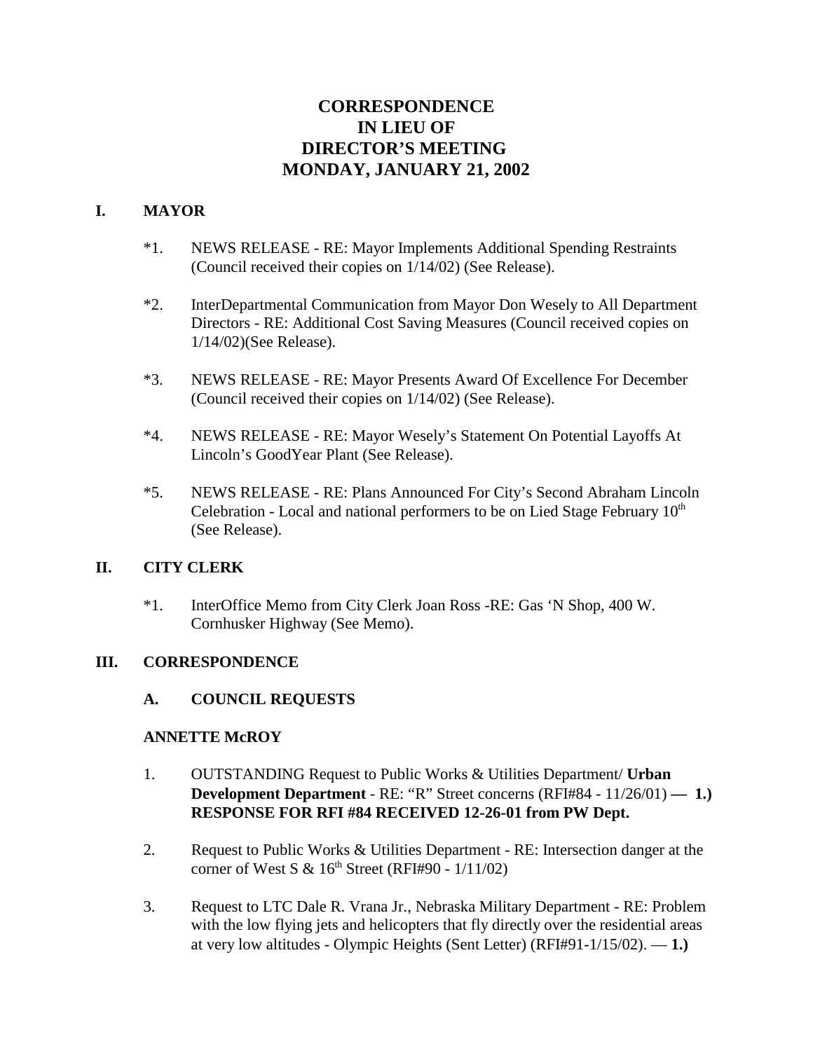# CORRESPONDENCE
# IN LIEU OF
# DIRECTOR'S MEETING
# MONDAY, JANUARY 21, 2002

## I. MAYOR

*1. NEWS RELEASE - RE: Mayor Implements Additional Spending Restraints (Council received their copies on 1/14/02) (See Release).

*2. InterDepartmental Communication from Mayor Don Wesely to All Department Directors - RE: Additional Cost Saving Measures (Council received copies on 1/14/02)(See Release).

*3. NEWS RELEASE - RE: Mayor Presents Award Of Excellence For December (Council received their copies on 1/14/02) (See Release).

*4. NEWS RELEASE - RE: Mayor Wesely's Statement On Potential Layoffs At Lincoln's GoodYear Plant (See Release).

*5. NEWS RELEASE - RE: Plans Announced For City's Second Abraham Lincoln Celebration - Local and national performers to be on Lied Stage February 10th (See Release).

## II. CITY CLERK

*1. InterOffice Memo from City Clerk Joan Ross -RE: Gas 'N Shop, 400 W. Cornhusker Highway (See Memo).

## III. CORRESPONDENCE

### A. COUNCIL REQUESTS

**ANNETTE McROY**

1. OUTSTANDING Request to Public Works & Utilities Department/ **Urban Development Department** - RE: "R" Street concerns (RFI#84 - 11/26/01) **— 1.) RESPONSE FOR RFI #84 RECEIVED 12-26-01 from PW Dept.**

2. Request to Public Works & Utilities Department - RE: Intersection danger at the corner of West S & 16th Street (RFI#90 - 1/11/02)

3. Request to LTC Dale R. Vrana Jr., Nebraska Military Department - RE: Problem with the low flying jets and helicopters that fly directly over the residential areas at very low altitudes - Olympic Heights (Sent Letter) (RFI#91-1/15/02). — **1.)**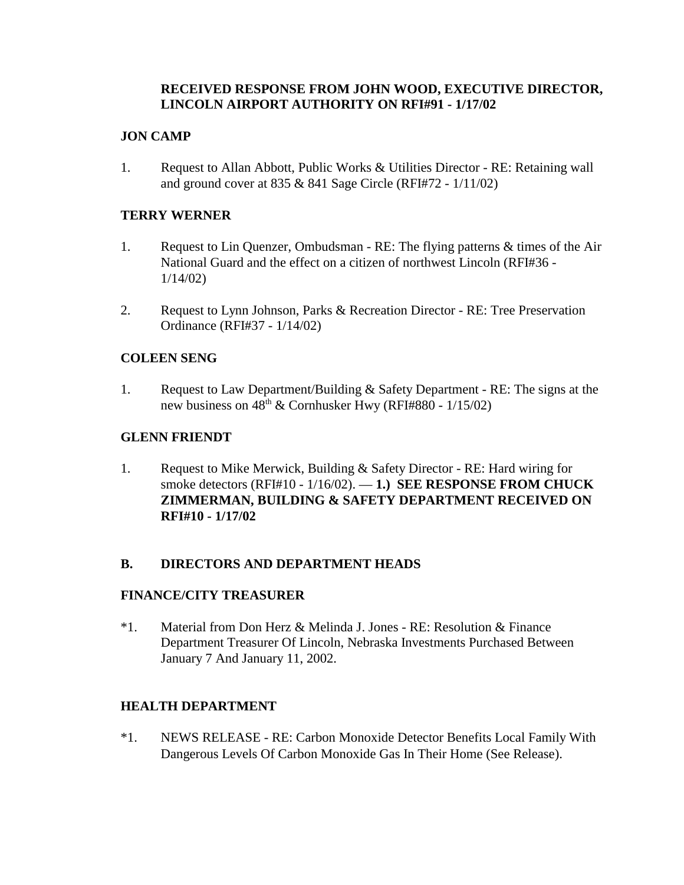**RECEIVED RESPONSE FROM JOHN WOOD, EXECUTIVE DIRECTOR, LINCOLN AIRPORT AUTHORITY ON RFI#91 - 1/17/02**

**JON CAMP**

1. Request to Allan Abbott, Public Works & Utilities Director - RE: Retaining wall and ground cover at 835 & 841 Sage Circle (RFI#72 - 1/11/02)

**TERRY WERNER**

1. Request to Lin Quenzer, Ombudsman - RE: The flying patterns & times of the Air National Guard and the effect on a citizen of northwest Lincoln (RFI#36 - 1/14/02)

2. Request to Lynn Johnson, Parks & Recreation Director - RE: Tree Preservation Ordinance (RFI#37 - 1/14/02)

**COLEEN SENG**

1. Request to Law Department/Building & Safety Department - RE: The signs at the new business on 48th & Cornhusker Hwy (RFI#880 - 1/15/02)

**GLENN FRIENDT**

1. Request to Mike Merwick, Building & Safety Director - RE: Hard wiring for smoke detectors (RFI#10 - 1/16/02). — **1.) SEE RESPONSE FROM CHUCK ZIMMERMAN, BUILDING & SAFETY DEPARTMENT RECEIVED ON RFI#10 - 1/17/02**

**B. DIRECTORS AND DEPARTMENT HEADS**

**FINANCE/CITY TREASURER**

*1. Material from Don Herz & Melinda J. Jones - RE: Resolution & Finance Department Treasurer Of Lincoln, Nebraska Investments Purchased Between January 7 And January 11, 2002.

**HEALTH DEPARTMENT**

*1. NEWS RELEASE - RE: Carbon Monoxide Detector Benefits Local Family With Dangerous Levels Of Carbon Monoxide Gas In Their Home (See Release).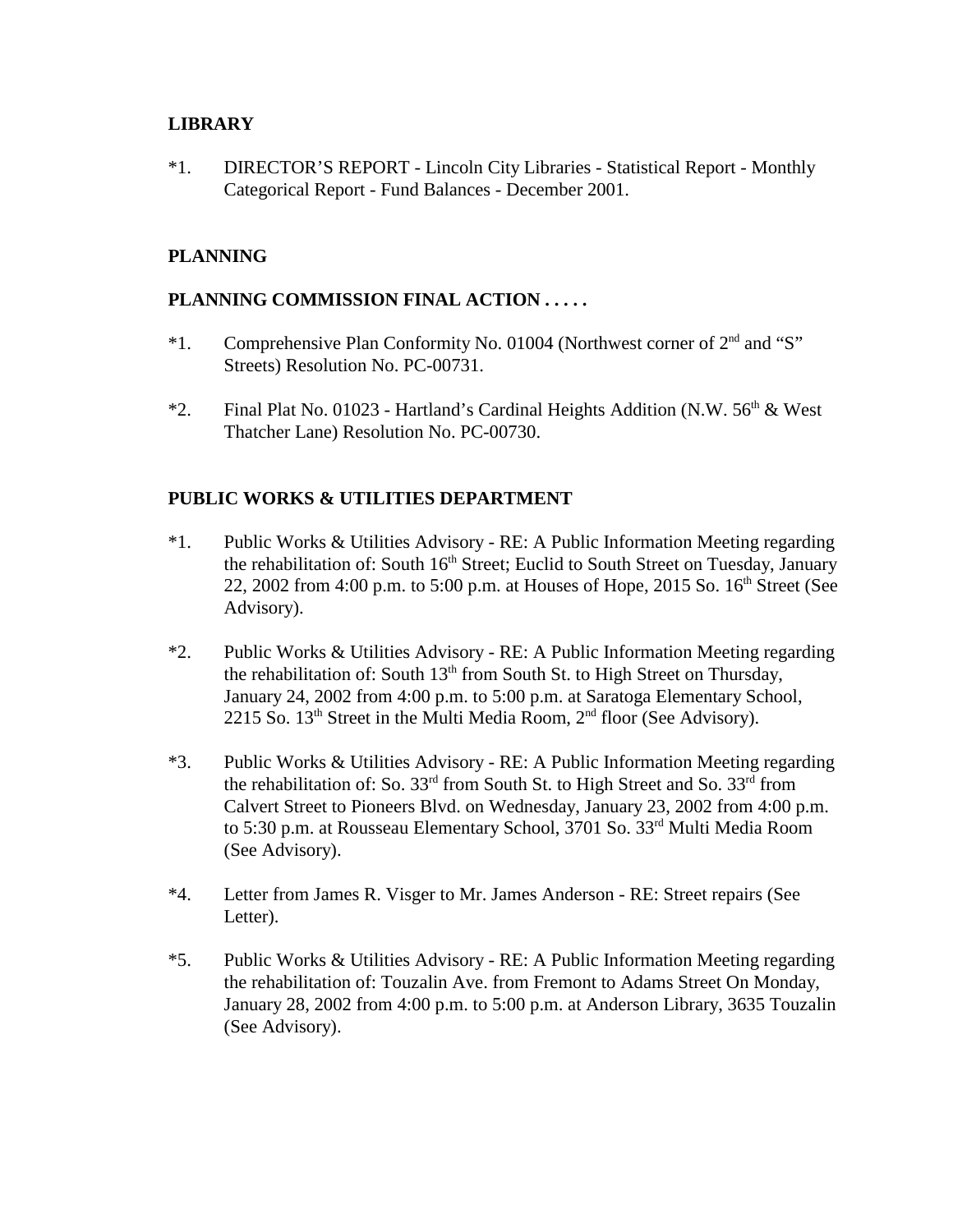**LIBRARY**

*1. DIRECTOR'S REPORT - Lincoln City Libraries - Statistical Report - Monthly Categorical Report - Fund Balances - December 2001.

**PLANNING**

**PLANNING COMMISSION FINAL ACTION . . . . .**

*1. Comprehensive Plan Conformity No. 01004 (Northwest corner of 2nd and "S" Streets) Resolution No. PC-00731.

*2. Final Plat No. 01023 - Hartland's Cardinal Heights Addition (N.W. 56th & West Thatcher Lane) Resolution No. PC-00730.

**PUBLIC WORKS & UTILITIES DEPARTMENT**

*1. Public Works & Utilities Advisory - RE: A Public Information Meeting regarding the rehabilitation of: South 16th Street; Euclid to South Street on Tuesday, January 22, 2002 from 4:00 p.m. to 5:00 p.m. at Houses of Hope, 2015 So. 16th Street (See Advisory).

*2. Public Works & Utilities Advisory - RE: A Public Information Meeting regarding the rehabilitation of: South 13th from South St. to High Street on Thursday, January 24, 2002 from 4:00 p.m. to 5:00 p.m. at Saratoga Elementary School, 2215 So. 13th Street in the Multi Media Room, 2nd floor (See Advisory).

*3. Public Works & Utilities Advisory - RE: A Public Information Meeting regarding the rehabilitation of: So. 33rd from South St. to High Street and So. 33rd from Calvert Street to Pioneers Blvd. on Wednesday, January 23, 2002 from 4:00 p.m. to 5:30 p.m. at Rousseau Elementary School, 3701 So. 33rd Multi Media Room (See Advisory).

*4. Letter from James R. Visger to Mr. James Anderson - RE: Street repairs (See Letter).

*5. Public Works & Utilities Advisory - RE: A Public Information Meeting regarding the rehabilitation of: Touzalin Ave. from Fremont to Adams Street On Monday, January 28, 2002 from 4:00 p.m. to 5:00 p.m. at Anderson Library, 3635 Touzalin (See Advisory).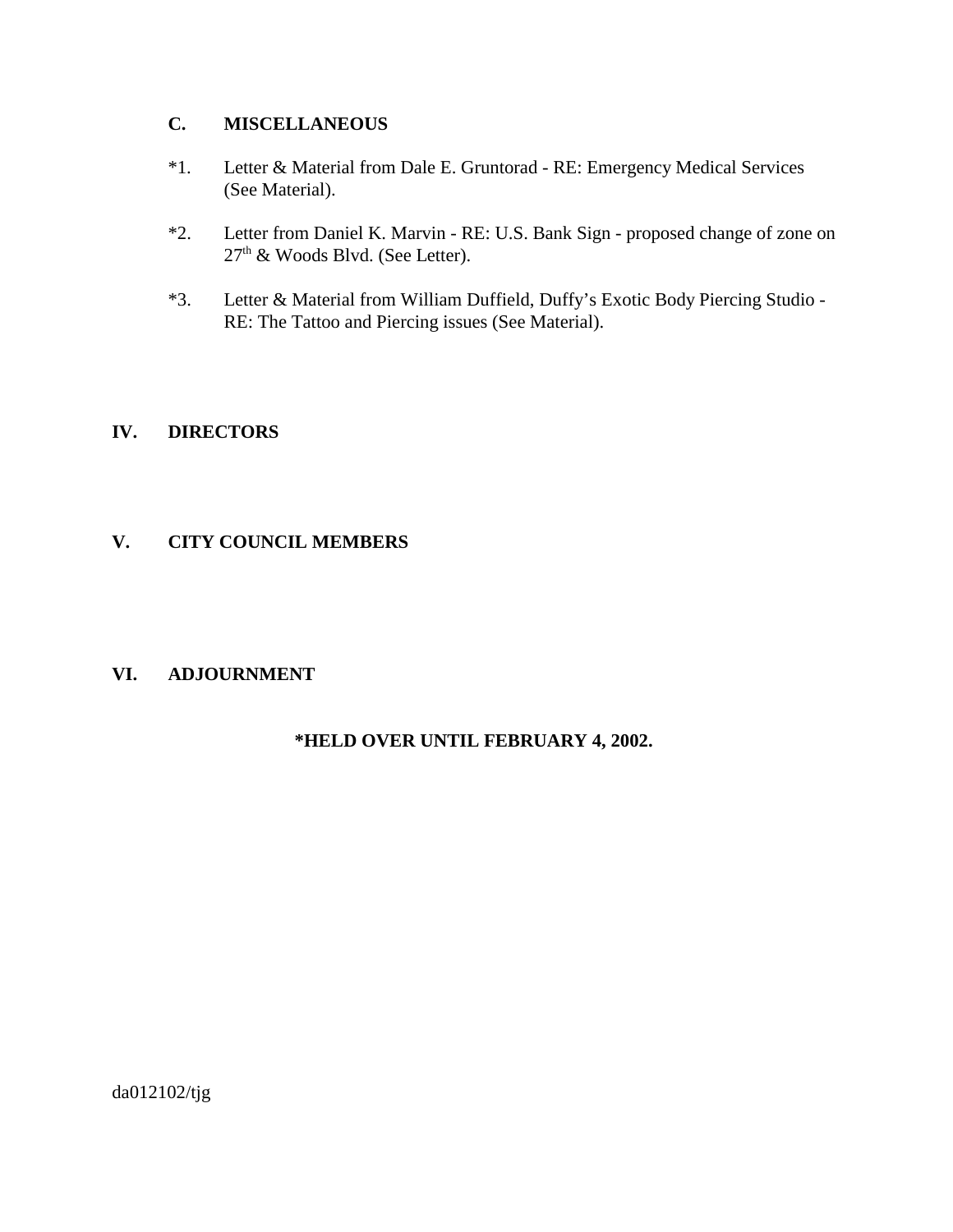### C. MISCELLANEOUS

*1. Letter & Material from Dale E. Gruntorad - RE: Emergency Medical Services (See Material).

*2. Letter from Daniel K. Marvin - RE: U.S. Bank Sign - proposed change of zone on 27th & Woods Blvd. (See Letter).

*3. Letter & Material from William Duffield, Duffy's Exotic Body Piercing Studio - RE: The Tattoo and Piercing issues (See Material).

## IV. DIRECTORS

## V. CITY COUNCIL MEMBERS

## VI. ADJOURNMENT

**\*HELD OVER UNTIL FEBRUARY 4, 2002.**

da012102/tjg